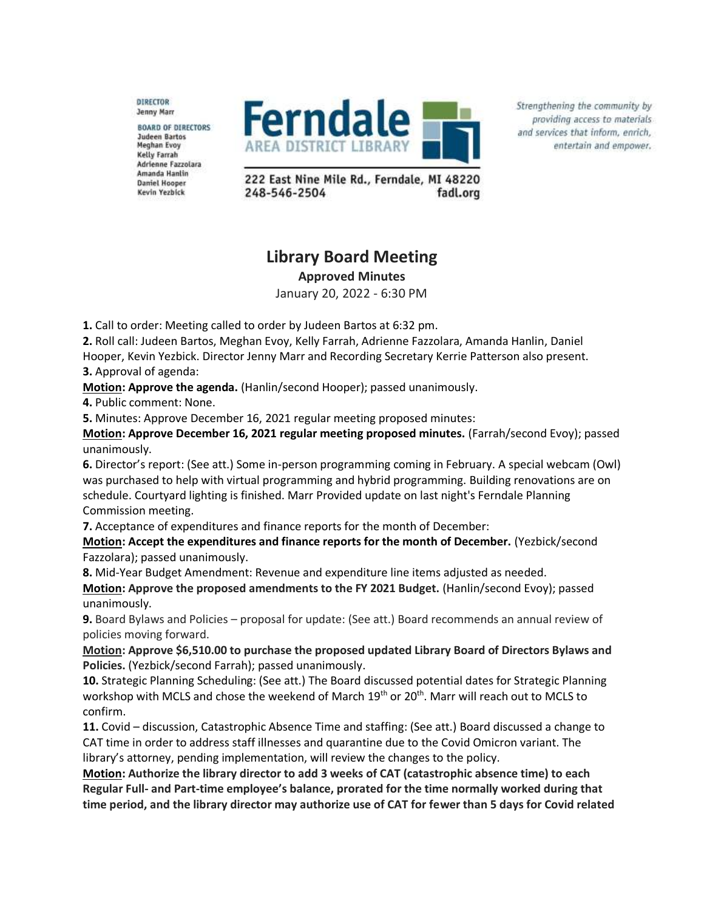DIRECTOR
Jenny Marr

BOARD OF DIRECTORS
Judeen Bartos
Meghan Evoy
Kelly Farrah
Adrienne Fazzolara
Amanda Hanlin
Daniel Hooper
Kevin Yezbick

**Ferndale**
AREA DISTRICT LIBRARY

222 East Nine Mile Rd., Ferndale, MI 48220
248-546-2504 fadl.org

*Strengthening the community by providing access to materials and services that inform, enrich, entertain and empower.*

# Library Board Meeting

**Approved Minutes**

January 20, 2022 - 6:30 PM

**1.** Call to order: Meeting called to order by Judeen Bartos at 6:32 pm.
**2.** Roll call: Judeen Bartos, Meghan Evoy, Kelly Farrah, Adrienne Fazzolara, Amanda Hanlin, Daniel Hooper, Kevin Yezbick. Director Jenny Marr and Recording Secretary Kerrie Patterson also present.
**3.** Approval of agenda:
**Motion: Approve the agenda.** (Hanlin/second Hooper); passed unanimously.
**4.** Public comment: None.
**5.** Minutes: Approve December 16, 2021 regular meeting proposed minutes:
**Motion: Approve December 16, 2021 regular meeting proposed minutes.** (Farrah/second Evoy); passed unanimously.
**6.** Director's report: (See att.) Some in-person programming coming in February. A special webcam (Owl) was purchased to help with virtual programming and hybrid programming. Building renovations are on schedule. Courtyard lighting is finished. Marr Provided update on last night's Ferndale Planning Commission meeting.
**7.** Acceptance of expenditures and finance reports for the month of December:
**Motion: Accept the expenditures and finance reports for the month of December.** (Yezbick/second Fazzolara); passed unanimously.
**8.** Mid-Year Budget Amendment: Revenue and expenditure line items adjusted as needed.
**Motion: Approve the proposed amendments to the FY 2021 Budget.** (Hanlin/second Evoy); passed unanimously.
**9.** Board Bylaws and Policies – proposal for update: (See att.) Board recommends an annual review of policies moving forward.
**Motion: Approve $6,510.00 to purchase the proposed updated Library Board of Directors Bylaws and Policies.** (Yezbick/second Farrah); passed unanimously.
**10.** Strategic Planning Scheduling: (See att.) The Board discussed potential dates for Strategic Planning workshop with MCLS and chose the weekend of March 19th or 20th. Marr will reach out to MCLS to confirm.
**11.** Covid – discussion, Catastrophic Absence Time and staffing: (See att.) Board discussed a change to CAT time in order to address staff illnesses and quarantine due to the Covid Omicron variant. The library's attorney, pending implementation, will review the changes to the policy.
**Motion: Authorize the library director to add 3 weeks of CAT (catastrophic absence time) to each Regular Full- and Part-time employee's balance, prorated for the time normally worked during that time period, and the library director may authorize use of CAT for fewer than 5 days for Covid related**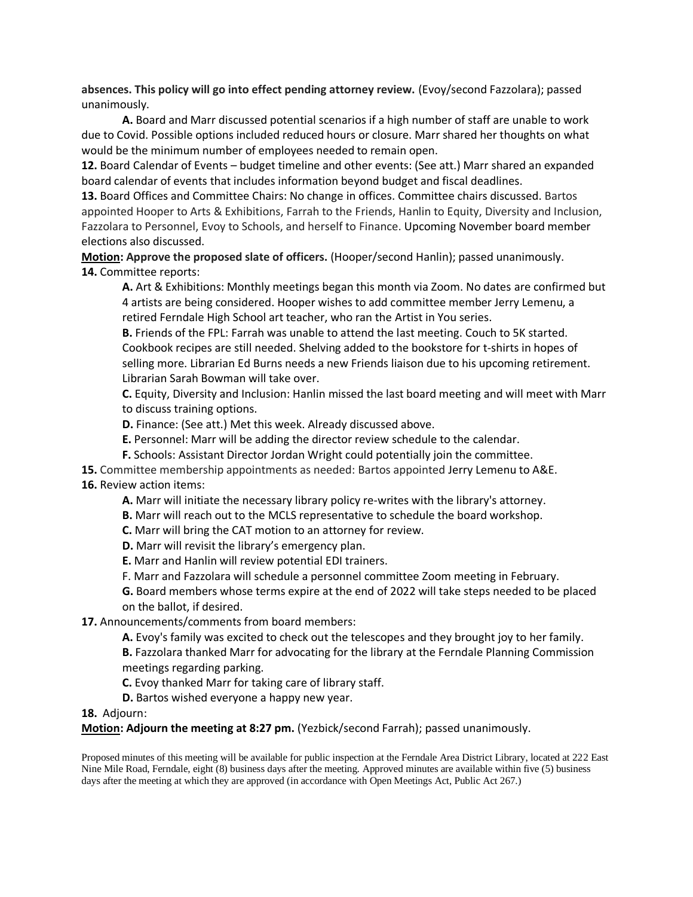**absences. This policy will go into effect pending attorney review.** (Evoy/second Fazzolara); passed unanimously.

**A.** Board and Marr discussed potential scenarios if a high number of staff are unable to work due to Covid. Possible options included reduced hours or closure. Marr shared her thoughts on what would be the minimum number of employees needed to remain open.

**12.** Board Calendar of Events – budget timeline and other events: (See att.) Marr shared an expanded board calendar of events that includes information beyond budget and fiscal deadlines.

**13.** Board Offices and Committee Chairs: No change in offices. Committee chairs discussed. Bartos appointed Hooper to Arts & Exhibitions, Farrah to the Friends, Hanlin to Equity, Diversity and Inclusion, Fazzolara to Personnel, Evoy to Schools, and herself to Finance. Upcoming November board member elections also discussed.

**Motion: Approve the proposed slate of officers.** (Hooper/second Hanlin); passed unanimously.

**14.** Committee reports:

**A.** Art & Exhibitions: Monthly meetings began this month via Zoom. No dates are confirmed but 4 artists are being considered. Hooper wishes to add committee member Jerry Lemenu, a retired Ferndale High School art teacher, who ran the Artist in You series.

**B.** Friends of the FPL: Farrah was unable to attend the last meeting. Couch to 5K started. Cookbook recipes are still needed. Shelving added to the bookstore for t-shirts in hopes of selling more. Librarian Ed Burns needs a new Friends liaison due to his upcoming retirement. Librarian Sarah Bowman will take over.

**C.** Equity, Diversity and Inclusion: Hanlin missed the last board meeting and will meet with Marr to discuss training options.

**D.** Finance: (See att.) Met this week. Already discussed above.

**E.** Personnel: Marr will be adding the director review schedule to the calendar.

**F.** Schools: Assistant Director Jordan Wright could potentially join the committee.

**15.** Committee membership appointments as needed: Bartos appointed Jerry Lemenu to A&E.

**16.** Review action items:

**A.** Marr will initiate the necessary library policy re-writes with the library's attorney.

**B.** Marr will reach out to the MCLS representative to schedule the board workshop.

**C.** Marr will bring the CAT motion to an attorney for review.

**D.** Marr will revisit the library's emergency plan.

**E.** Marr and Hanlin will review potential EDI trainers.

F. Marr and Fazzolara will schedule a personnel committee Zoom meeting in February.

**G.** Board members whose terms expire at the end of 2022 will take steps needed to be placed on the ballot, if desired.

**17.** Announcements/comments from board members:

**A.** Evoy's family was excited to check out the telescopes and they brought joy to her family.

**B.** Fazzolara thanked Marr for advocating for the library at the Ferndale Planning Commission meetings regarding parking.

**C.** Evoy thanked Marr for taking care of library staff.

**D.** Bartos wished everyone a happy new year.

**18.** Adjourn:

**Motion: Adjourn the meeting at 8:27 pm.** (Yezbick/second Farrah); passed unanimously.

Proposed minutes of this meeting will be available for public inspection at the Ferndale Area District Library, located at 222 East Nine Mile Road, Ferndale, eight (8) business days after the meeting. Approved minutes are available within five (5) business days after the meeting at which they are approved (in accordance with Open Meetings Act, Public Act 267.)